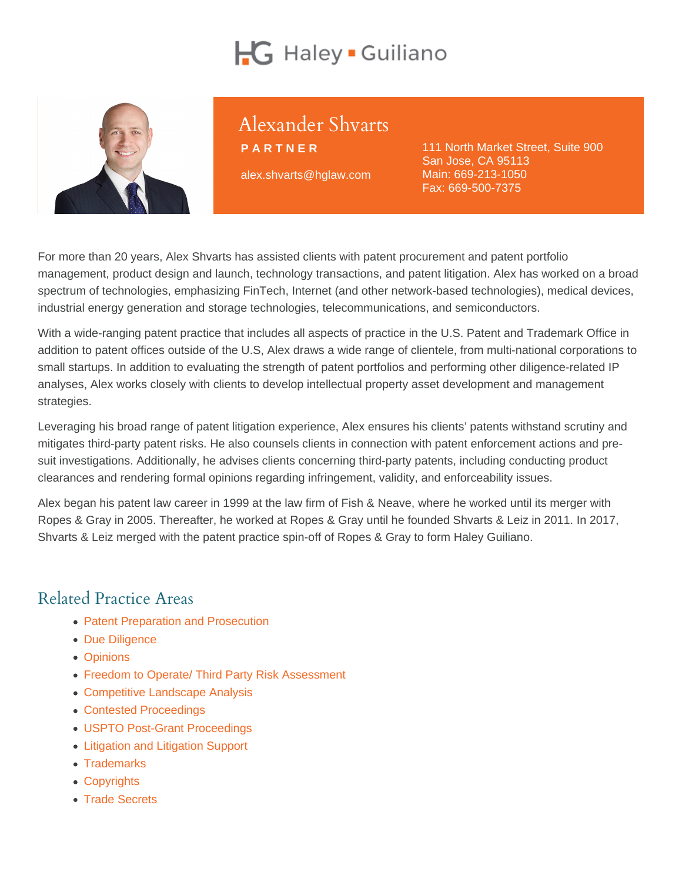Haley ▪ Guiliano

# Alexander Shvarts

**PARTNER**

alex.shvarts@hglaw.com

111 North Market Street, Suite 900
San Jose, CA 95113
Main: 669-213-1050
Fax: 669-500-7375

For more than 20 years, Alex Shvarts has assisted clients with patent procurement and patent portfolio management, product design and launch, technology transactions, and patent litigation. Alex has worked on a broad spectrum of technologies, emphasizing FinTech, Internet (and other network-based technologies), medical devices, industrial energy generation and storage technologies, telecommunications, and semiconductors.

With a wide-ranging patent practice that includes all aspects of practice in the U.S. Patent and Trademark Office in addition to patent offices outside of the U.S, Alex draws a wide range of clientele, from multi-national corporations to small startups. In addition to evaluating the strength of patent portfolios and performing other diligence-related IP analyses, Alex works closely with clients to develop intellectual property asset development and management strategies.

Leveraging his broad range of patent litigation experience, Alex ensures his clients' patents withstand scrutiny and mitigates third-party patent risks. He also counsels clients in connection with patent enforcement actions and pre-suit investigations. Additionally, he advises clients concerning third-party patents, including conducting product clearances and rendering formal opinions regarding infringement, validity, and enforceability issues.

Alex began his patent law career in 1999 at the law firm of Fish & Neave, where he worked until its merger with Ropes & Gray in 2005. Thereafter, he worked at Ropes & Gray until he founded Shvarts & Leiz in 2011. In 2017, Shvarts & Leiz merged with the patent practice spin-off of Ropes & Gray to form Haley Guiliano.

## Related Practice Areas

- Patent Preparation and Prosecution
- Due Diligence
- Opinions
- Freedom to Operate/ Third Party Risk Assessment
- Competitive Landscape Analysis
- Contested Proceedings
- USPTO Post-Grant Proceedings
- Litigation and Litigation Support
- Trademarks
- Copyrights
- Trade Secrets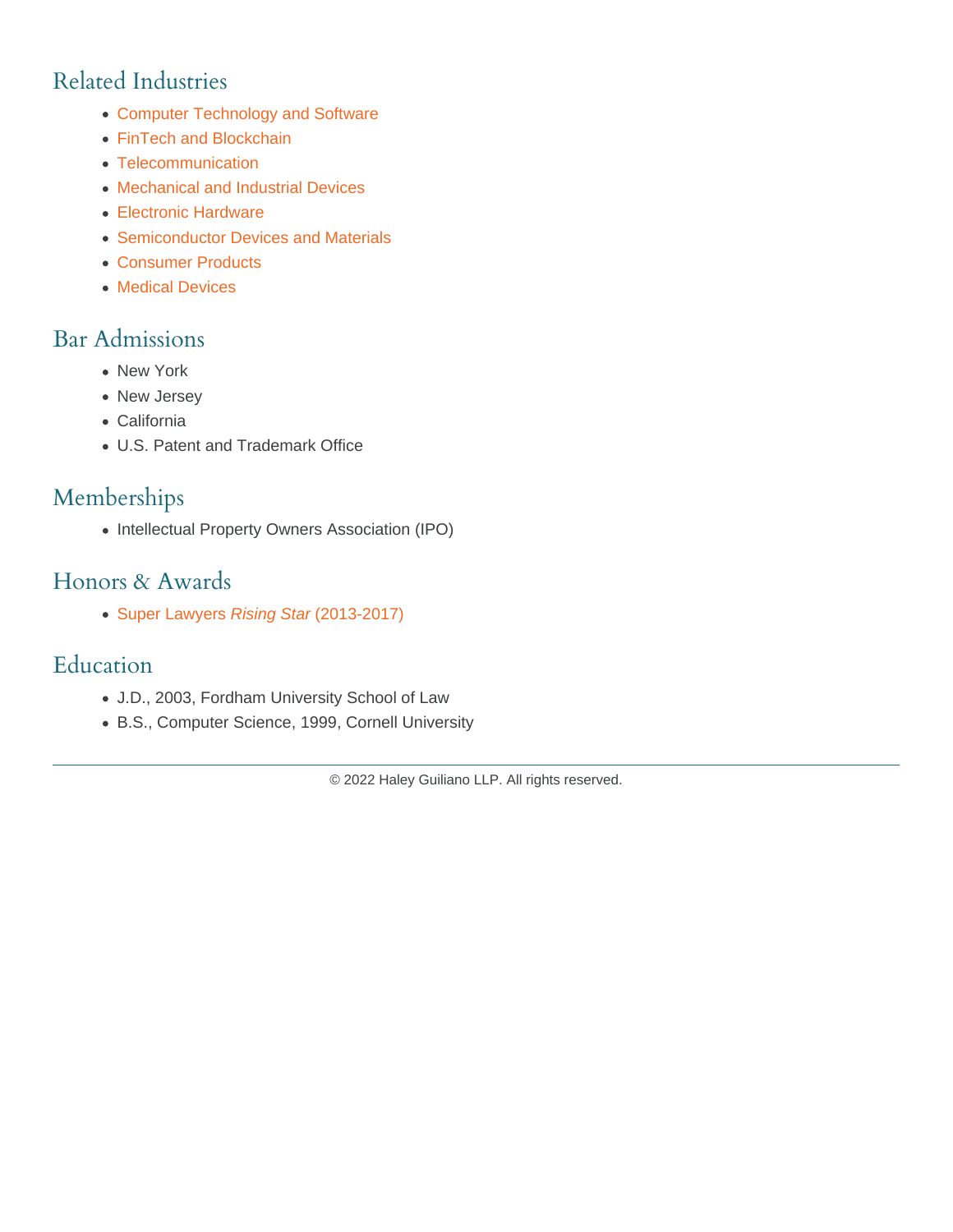## Related Industries

- Computer Technology and Software
- FinTech and Blockchain
- Telecommunication
- Mechanical and Industrial Devices
- Electronic Hardware
- Semiconductor Devices and Materials
- Consumer Products
- Medical Devices

## Bar Admissions

- New York
- New Jersey
- California
- U.S. Patent and Trademark Office

## Memberships

- Intellectual Property Owners Association (IPO)

## Honors & Awards

- Super Lawyers *Rising Star* (2013-2017)

## Education

- J.D., 2003, Fordham University School of Law
- B.S., Computer Science, 1999, Cornell University

---

© 2022 Haley Guiliano LLP. All rights reserved.